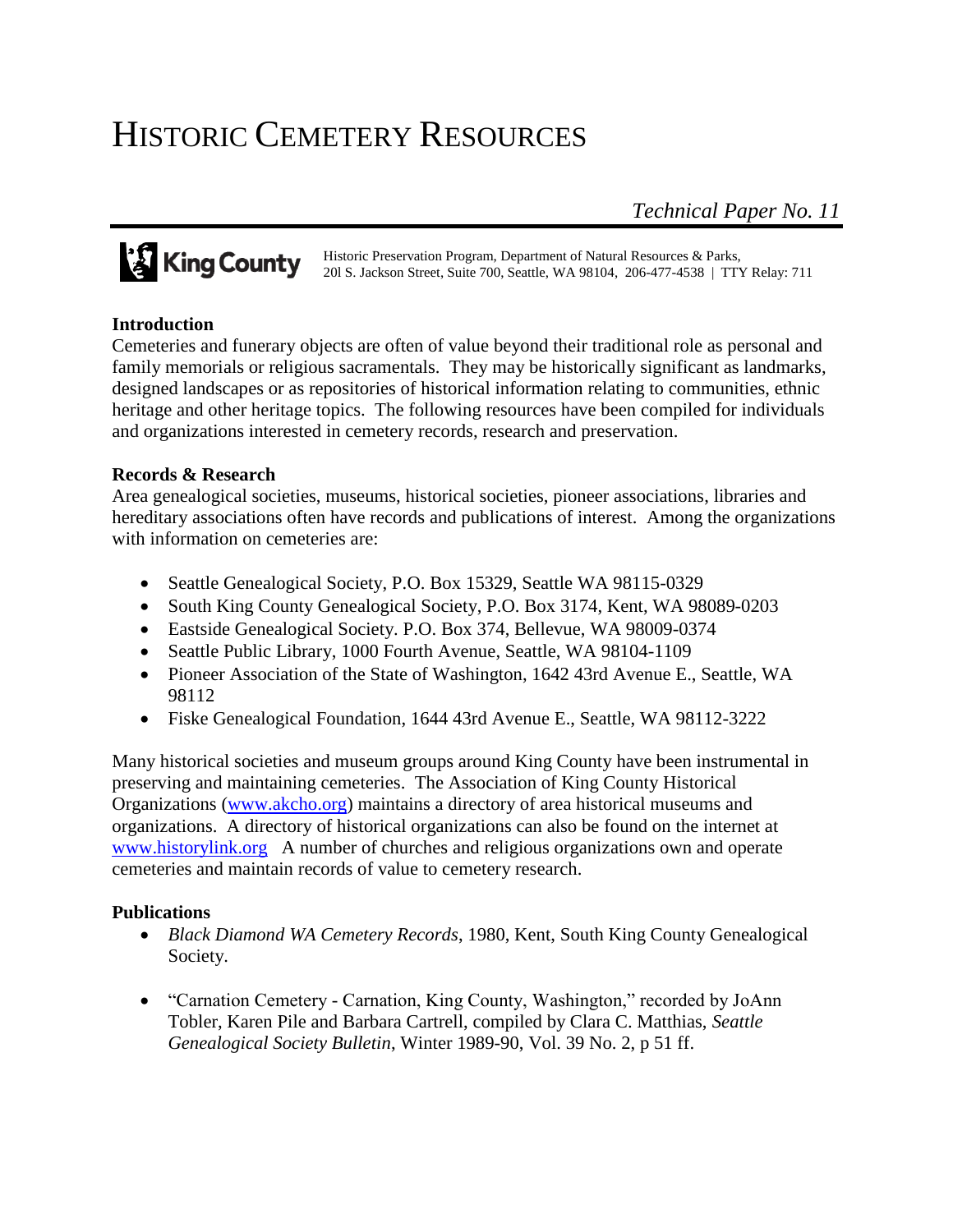# HISTORIC CEMETERY RESOURCES

*Technical Paper No. 11*

King County

Historic Preservation Program, Department of Natural Resources & Parks, 201 S. Jackson Street, Suite 700, Seattle, WA 98104, 206-477-4538 | TTY Relay: 711

**Introduction**

Cemeteries and funerary objects are often of value beyond their traditional role as personal and family memorials or religious sacramentals. They may be historically significant as landmarks, designed landscapes or as repositories of historical information relating to communities, ethnic heritage and other heritage topics. The following resources have been compiled for individuals and organizations interested in cemetery records, research and preservation.

**Records & Research**

Area genealogical societies, museums, historical societies, pioneer associations, libraries and hereditary associations often have records and publications of interest. Among the organizations with information on cemeteries are:

- Seattle Genealogical Society, P.O. Box 15329, Seattle WA 98115-0329
- South King County Genealogical Society, P.O. Box 3174, Kent, WA 98089-0203
- Eastside Genealogical Society. P.O. Box 374, Bellevue, WA 98009-0374
- Seattle Public Library, 1000 Fourth Avenue, Seattle, WA 98104-1109
- Pioneer Association of the State of Washington, 1642 43rd Avenue E., Seattle, WA 98112
- Fiske Genealogical Foundation, 1644 43rd Avenue E., Seattle, WA 98112-3222

Many historical societies and museum groups around King County have been instrumental in preserving and maintaining cemeteries. The Association of King County Historical Organizations (www.akcho.org) maintains a directory of area historical museums and organizations. A directory of historical organizations can also be found on the internet at www.historylink.org A number of churches and religious organizations own and operate cemeteries and maintain records of value to cemetery research.

**Publications**

- *Black Diamond WA Cemetery Records*, 1980, Kent, South King County Genealogical Society.

- "Carnation Cemetery - Carnation, King County, Washington," recorded by JoAnn Tobler, Karen Pile and Barbara Cartrell, compiled by Clara C. Matthias, *Seattle Genealogical Society Bulletin*, Winter 1989-90, Vol. 39 No. 2, p 51 ff.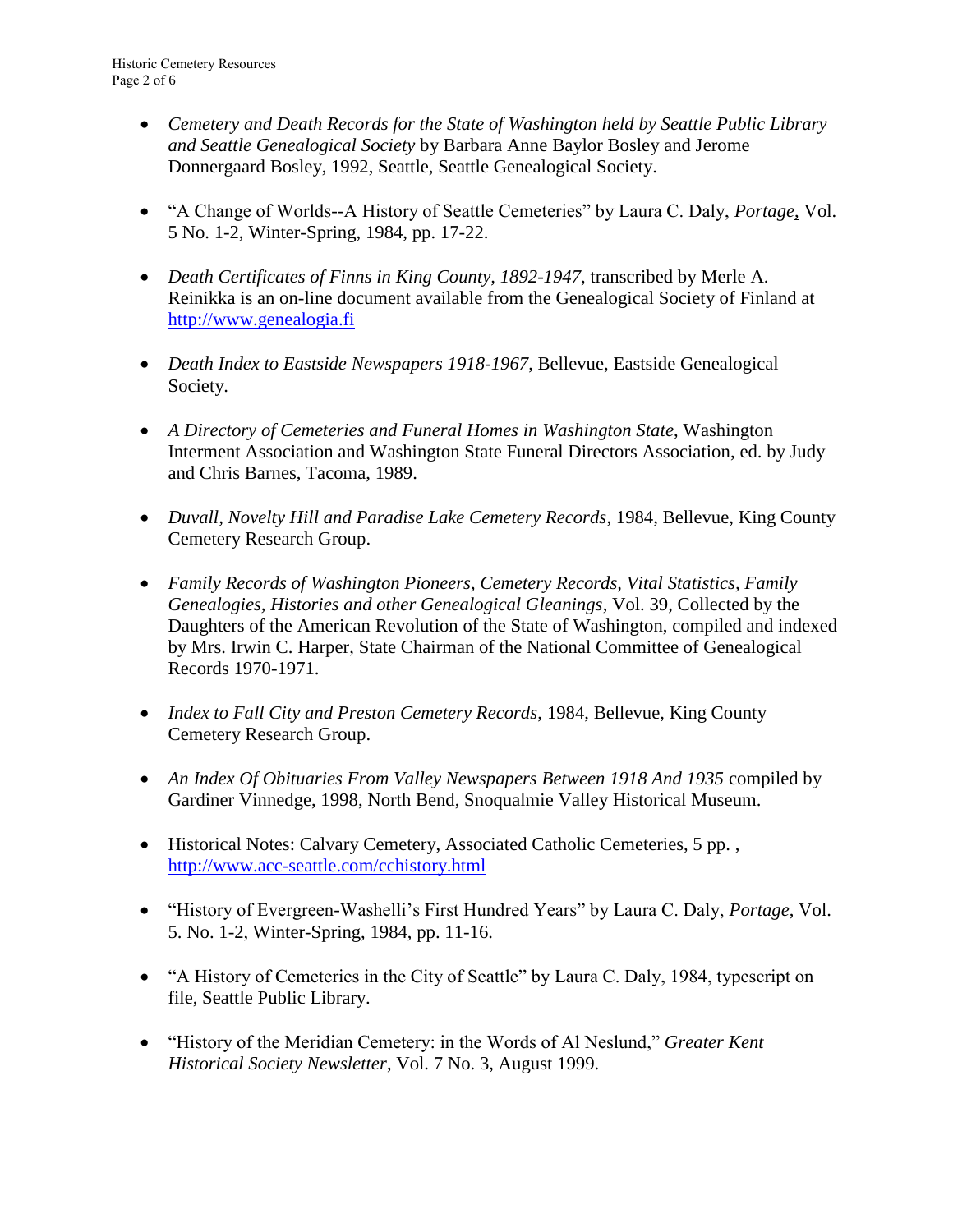- *Cemetery and Death Records for the State of Washington held by Seattle Public Library and Seattle Genealogical Society* by Barbara Anne Baylor Bosley and Jerome Donnergaard Bosley, 1992, Seattle, Seattle Genealogical Society.

- "A Change of Worlds--A History of Seattle Cemeteries" by Laura C. Daly, *Portage*, Vol. 5 No. 1-2, Winter-Spring, 1984, pp. 17-22.

- *Death Certificates of Finns in King County, 1892-1947*, transcribed by Merle A. Reinikka is an on-line document available from the Genealogical Society of Finland at [http://www.genealogia.fi](http://www.genealogia.fi)

- *Death Index to Eastside Newspapers 1918-1967*, Bellevue, Eastside Genealogical Society.

- *A Directory of Cemeteries and Funeral Homes in Washington State*, Washington Interment Association and Washington State Funeral Directors Association, ed. by Judy and Chris Barnes, Tacoma, 1989.

- *Duvall, Novelty Hill and Paradise Lake Cemetery Records*, 1984, Bellevue, King County Cemetery Research Group.

- *Family Records of Washington Pioneers, Cemetery Records, Vital Statistics, Family Genealogies, Histories and other Genealogical Gleanings*, Vol. 39, Collected by the Daughters of the American Revolution of the State of Washington, compiled and indexed by Mrs. Irwin C. Harper, State Chairman of the National Committee of Genealogical Records 1970-1971.

- *Index to Fall City and Preston Cemetery Records*, 1984, Bellevue, King County Cemetery Research Group.

- *An Index Of Obituaries From Valley Newspapers Between 1918 And 1935* compiled by Gardiner Vinnedge, 1998, North Bend, Snoqualmie Valley Historical Museum.

- Historical Notes: Calvary Cemetery, Associated Catholic Cemeteries, 5 pp. , [http://www.acc-seattle.com/cchistory.html](http://www.acc-seattle.com/cchistory.html)

- "History of Evergreen-Washelli's First Hundred Years" by Laura C. Daly, *Portage*, Vol. 5. No. 1-2, Winter-Spring, 1984, pp. 11-16.

- "A History of Cemeteries in the City of Seattle" by Laura C. Daly, 1984, typescript on file, Seattle Public Library.

- "History of the Meridian Cemetery: in the Words of Al Neslund," *Greater Kent Historical Society Newsletter*, Vol. 7 No. 3, August 1999.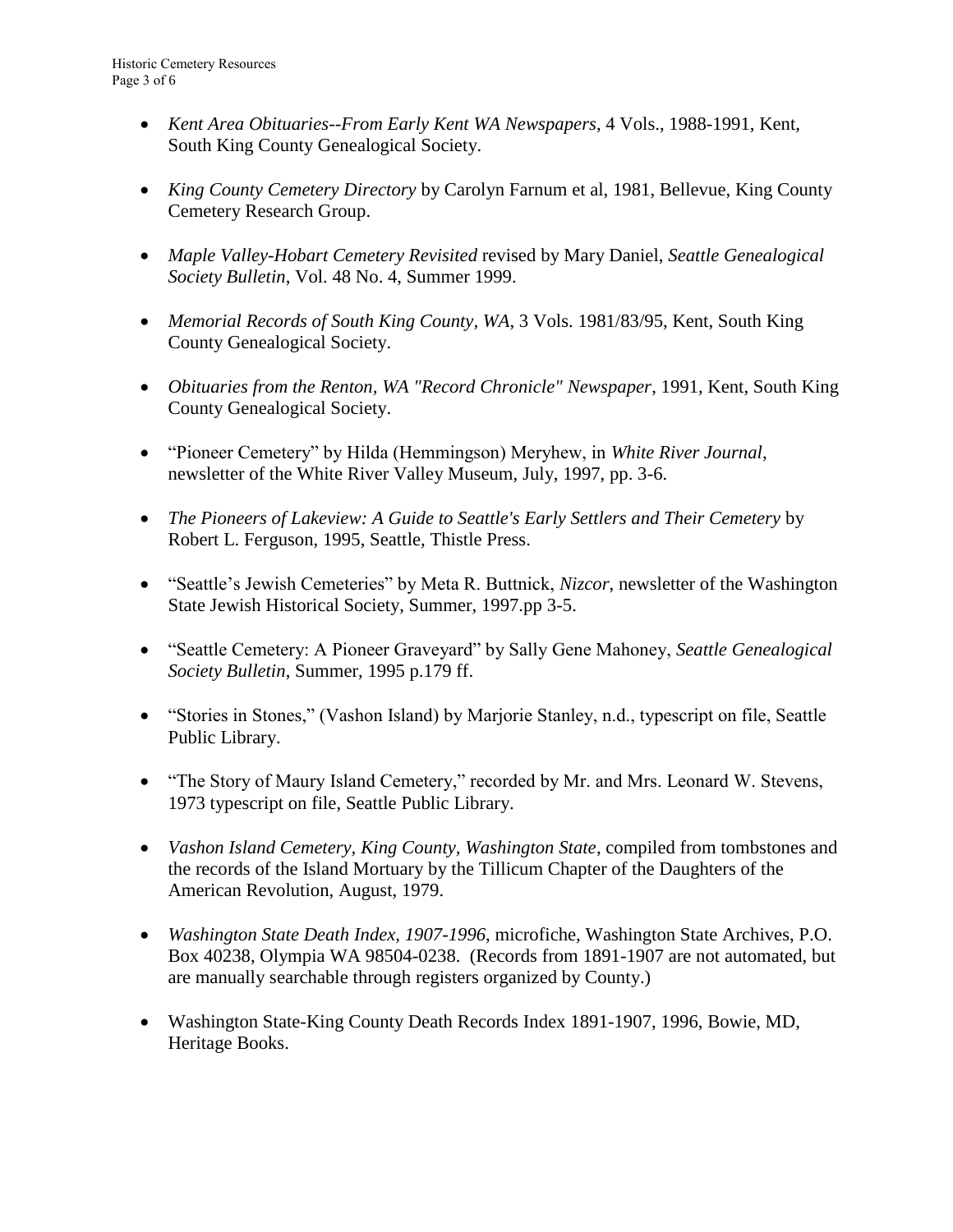- *Kent Area Obituaries--From Early Kent WA Newspapers*, 4 Vols., 1988-1991, Kent, South King County Genealogical Society.

- *King County Cemetery Directory* by Carolyn Farnum et al, 1981, Bellevue, King County Cemetery Research Group.

- *Maple Valley-Hobart Cemetery Revisited* revised by Mary Daniel, *Seattle Genealogical Society Bulletin*, Vol. 48 No. 4, Summer 1999.

- *Memorial Records of South King County, WA*, 3 Vols. 1981/83/95, Kent, South King County Genealogical Society.

- *Obituaries from the Renton, WA "Record Chronicle" Newspaper*, 1991, Kent, South King County Genealogical Society.

- "Pioneer Cemetery" by Hilda (Hemmingson) Meryhew, in *White River Journal*, newsletter of the White River Valley Museum, July, 1997, pp. 3-6.

- *The Pioneers of Lakeview: A Guide to Seattle's Early Settlers and Their Cemetery* by Robert L. Ferguson, 1995, Seattle, Thistle Press.

- "Seattle's Jewish Cemeteries" by Meta R. Buttnick, *Nizcor*, newsletter of the Washington State Jewish Historical Society, Summer, 1997.pp 3-5.

- "Seattle Cemetery: A Pioneer Graveyard" by Sally Gene Mahoney, *Seattle Genealogical Society Bulletin*, Summer, 1995 p.179 ff.

- "Stories in Stones," (Vashon Island) by Marjorie Stanley, n.d., typescript on file, Seattle Public Library.

- "The Story of Maury Island Cemetery," recorded by Mr. and Mrs. Leonard W. Stevens, 1973 typescript on file, Seattle Public Library.

- *Vashon Island Cemetery, King County, Washington State*, compiled from tombstones and the records of the Island Mortuary by the Tillicum Chapter of the Daughters of the American Revolution, August, 1979.

- *Washington State Death Index, 1907-1996*, microfiche, Washington State Archives, P.O. Box 40238, Olympia WA 98504-0238. (Records from 1891-1907 are not automated, but are manually searchable through registers organized by County.)

- Washington State-King County Death Records Index 1891-1907, 1996, Bowie, MD, Heritage Books.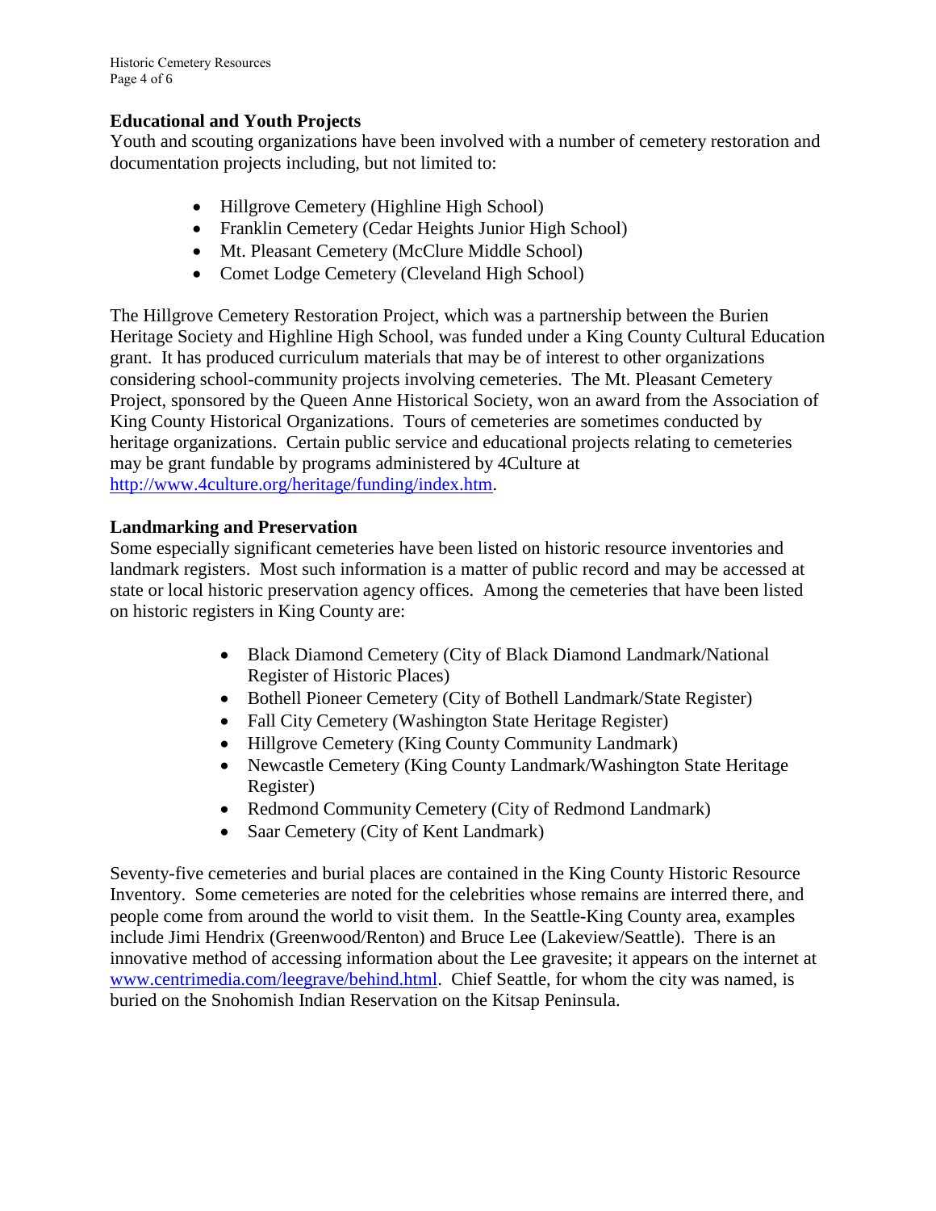## Educational and Youth Projects

Youth and scouting organizations have been involved with a number of cemetery restoration and documentation projects including, but not limited to:

- Hillgrove Cemetery (Highline High School)
- Franklin Cemetery (Cedar Heights Junior High School)
- Mt. Pleasant Cemetery (McClure Middle School)
- Comet Lodge Cemetery (Cleveland High School)

The Hillgrove Cemetery Restoration Project, which was a partnership between the Burien Heritage Society and Highline High School, was funded under a King County Cultural Education grant. It has produced curriculum materials that may be of interest to other organizations considering school-community projects involving cemeteries. The Mt. Pleasant Cemetery Project, sponsored by the Queen Anne Historical Society, won an award from the Association of King County Historical Organizations. Tours of cemeteries are sometimes conducted by heritage organizations. Certain public service and educational projects relating to cemeteries may be grant fundable by programs administered by 4Culture at http://www.4culture.org/heritage/funding/index.htm.

## Landmarking and Preservation

Some especially significant cemeteries have been listed on historic resource inventories and landmark registers. Most such information is a matter of public record and may be accessed at state or local historic preservation agency offices. Among the cemeteries that have been listed on historic registers in King County are:

- Black Diamond Cemetery (City of Black Diamond Landmark/National Register of Historic Places)
- Bothell Pioneer Cemetery (City of Bothell Landmark/State Register)
- Fall City Cemetery (Washington State Heritage Register)
- Hillgrove Cemetery (King County Community Landmark)
- Newcastle Cemetery (King County Landmark/Washington State Heritage Register)
- Redmond Community Cemetery (City of Redmond Landmark)
- Saar Cemetery (City of Kent Landmark)

Seventy-five cemeteries and burial places are contained in the King County Historic Resource Inventory. Some cemeteries are noted for the celebrities whose remains are interred there, and people come from around the world to visit them. In the Seattle-King County area, examples include Jimi Hendrix (Greenwood/Renton) and Bruce Lee (Lakeview/Seattle). There is an innovative method of accessing information about the Lee gravesite; it appears on the internet at www.centrimedia.com/leegrave/behind.html. Chief Seattle, for whom the city was named, is buried on the Snohomish Indian Reservation on the Kitsap Peninsula.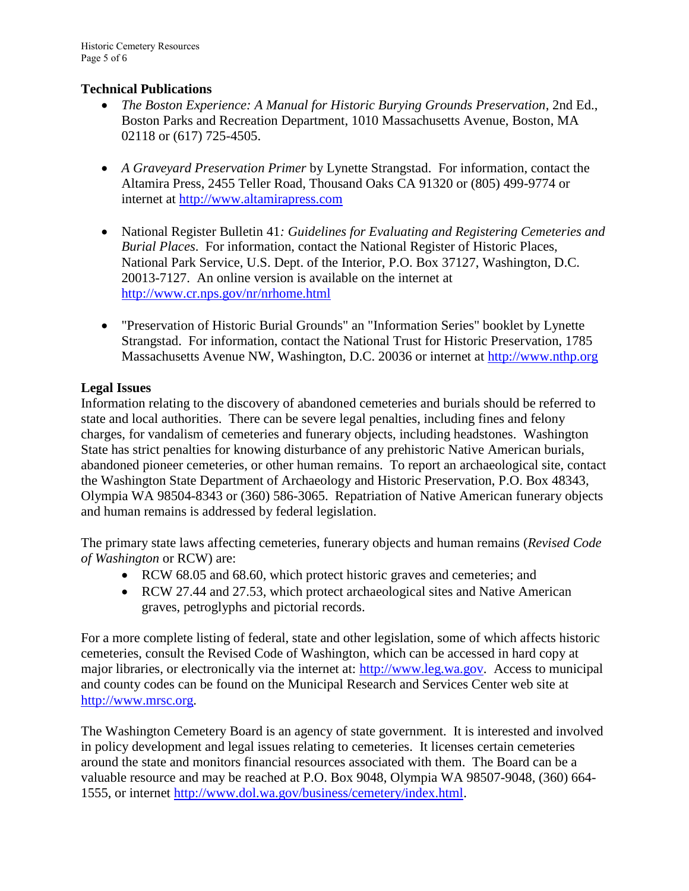## Technical Publications

- *The Boston Experience: A Manual for Historic Burying Grounds Preservation*, 2nd Ed., Boston Parks and Recreation Department, 1010 Massachusetts Avenue, Boston, MA 02118 or (617) 725-4505.

- *A Graveyard Preservation Primer* by Lynette Strangstad. For information, contact the Altamira Press, 2455 Teller Road, Thousand Oaks CA 91320 or (805) 499-9774 or internet at http://www.altamirapress.com

- National Register Bulletin 41*: Guidelines for Evaluating and Registering Cemeteries and Burial Places*. For information, contact the National Register of Historic Places, National Park Service, U.S. Dept. of the Interior, P.O. Box 37127, Washington, D.C. 20013-7127. An online version is available on the internet at http://www.cr.nps.gov/nr/nrhome.html

- "Preservation of Historic Burial Grounds" an "Information Series" booklet by Lynette Strangstad. For information, contact the National Trust for Historic Preservation, 1785 Massachusetts Avenue NW, Washington, D.C. 20036 or internet at http://www.nthp.org

## Legal Issues

Information relating to the discovery of abandoned cemeteries and burials should be referred to state and local authorities. There can be severe legal penalties, including fines and felony charges, for vandalism of cemeteries and funerary objects, including headstones. Washington State has strict penalties for knowing disturbance of any prehistoric Native American burials, abandoned pioneer cemeteries, or other human remains. To report an archaeological site, contact the Washington State Department of Archaeology and Historic Preservation, P.O. Box 48343, Olympia WA 98504-8343 or (360) 586-3065. Repatriation of Native American funerary objects and human remains is addressed by federal legislation.

The primary state laws affecting cemeteries, funerary objects and human remains (*Revised Code of Washington* or RCW) are:

- RCW 68.05 and 68.60, which protect historic graves and cemeteries; and
- RCW 27.44 and 27.53, which protect archaeological sites and Native American graves, petroglyphs and pictorial records.

For a more complete listing of federal, state and other legislation, some of which affects historic cemeteries, consult the Revised Code of Washington, which can be accessed in hard copy at major libraries, or electronically via the internet at: http://www.leg.wa.gov. Access to municipal and county codes can be found on the Municipal Research and Services Center web site at http://www.mrsc.org.

The Washington Cemetery Board is an agency of state government. It is interested and involved in policy development and legal issues relating to cemeteries. It licenses certain cemeteries around the state and monitors financial resources associated with them. The Board can be a valuable resource and may be reached at P.O. Box 9048, Olympia WA 98507-9048, (360) 664-1555, or internet http://www.dol.wa.gov/business/cemetery/index.html.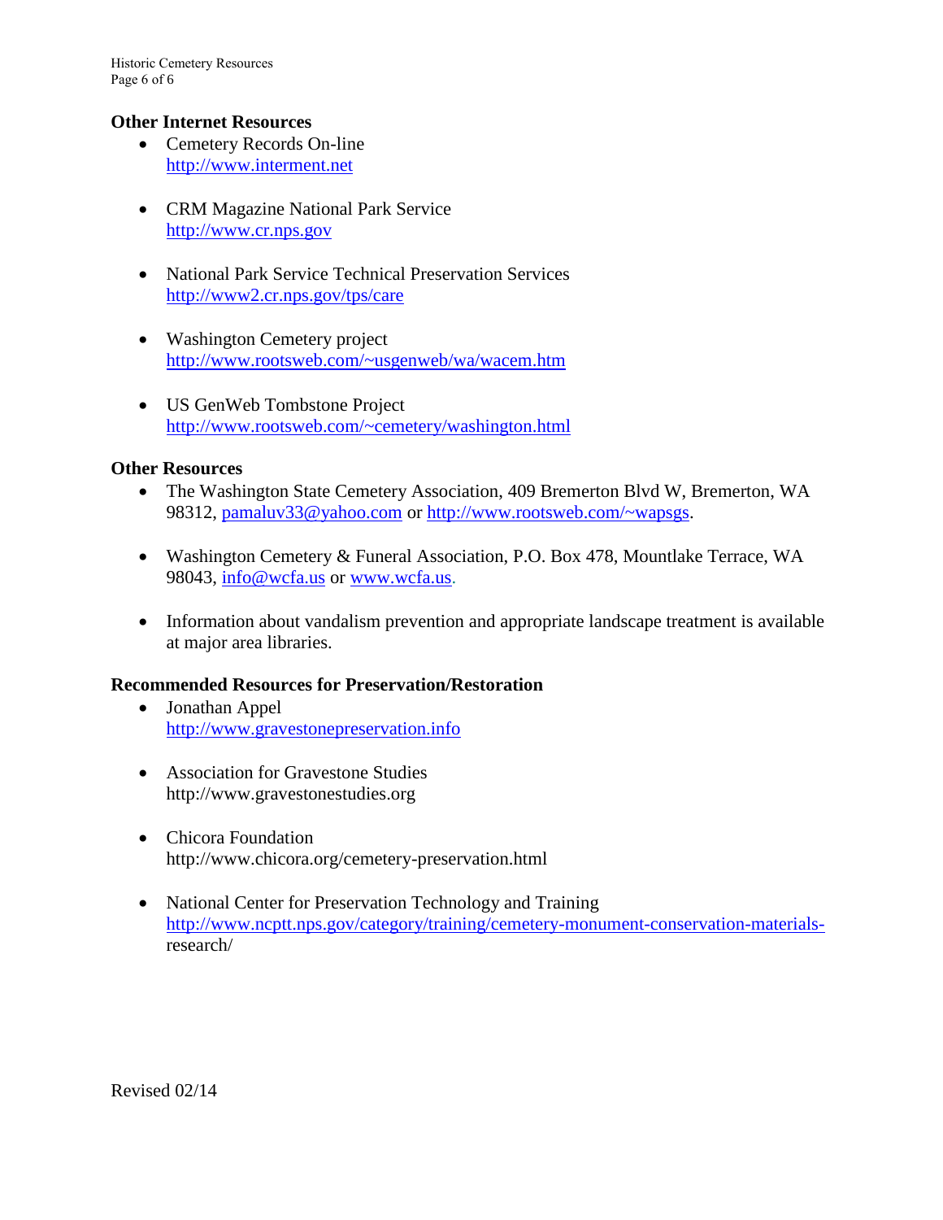### Other Internet Resources

- Cemetery Records On-line
  http://www.interment.net

- CRM Magazine National Park Service
  http://www.cr.nps.gov

- National Park Service Technical Preservation Services
  http://www2.cr.nps.gov/tps/care

- Washington Cemetery project
  http://www.rootsweb.com/~usgenweb/wa/wacem.htm

- US GenWeb Tombstone Project
  http://www.rootsweb.com/~cemetery/washington.html

### Other Resources

- The Washington State Cemetery Association, 409 Bremerton Blvd W, Bremerton, WA 98312, pamaluv33@yahoo.com or http://www.rootsweb.com/~wapsgs.

- Washington Cemetery & Funeral Association, P.O. Box 478, Mountlake Terrace, WA 98043, info@wcfa.us or www.wcfa.us.

- Information about vandalism prevention and appropriate landscape treatment is available at major area libraries.

### Recommended Resources for Preservation/Restoration

- Jonathan Appel
  http://www.gravestonepreservation.info

- Association for Gravestone Studies
  http://www.gravestonestudies.org

- Chicora Foundation
  http://www.chicora.org/cemetery-preservation.html

- National Center for Preservation Technology and Training
  http://www.ncptt.nps.gov/category/training/cemetery-monument-conservation-materials-research/

Revised 02/14